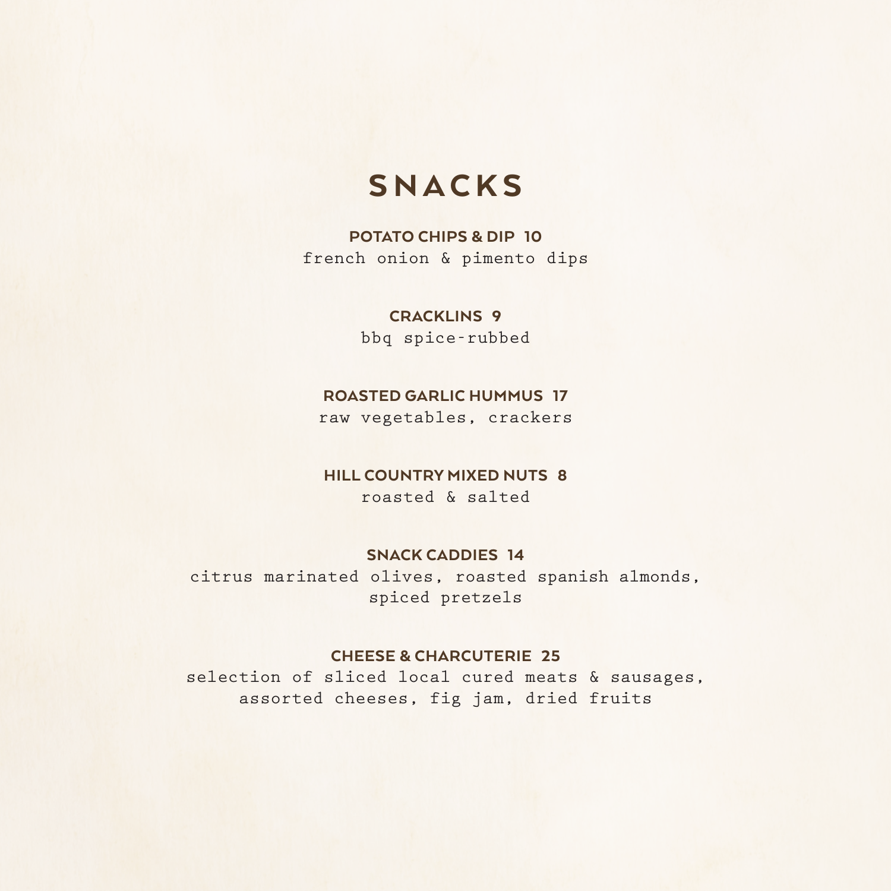# SNACKS

**POTATO CHIPS & DIP 10**
french onion & pimento dips

**CRACKLINS 9**
bbq spice-rubbed

**ROASTED GARLIC HUMMUS 17**
raw vegetables, crackers

**HILL COUNTRY MIXED NUTS 8**
roasted & salted

**SNACK CADDIES 14**
citrus marinated olives, roasted spanish almonds, spiced pretzels

**CHEESE & CHARCUTERIE 25**
selection of sliced local cured meats & sausages, assorted cheeses, fig jam, dried fruits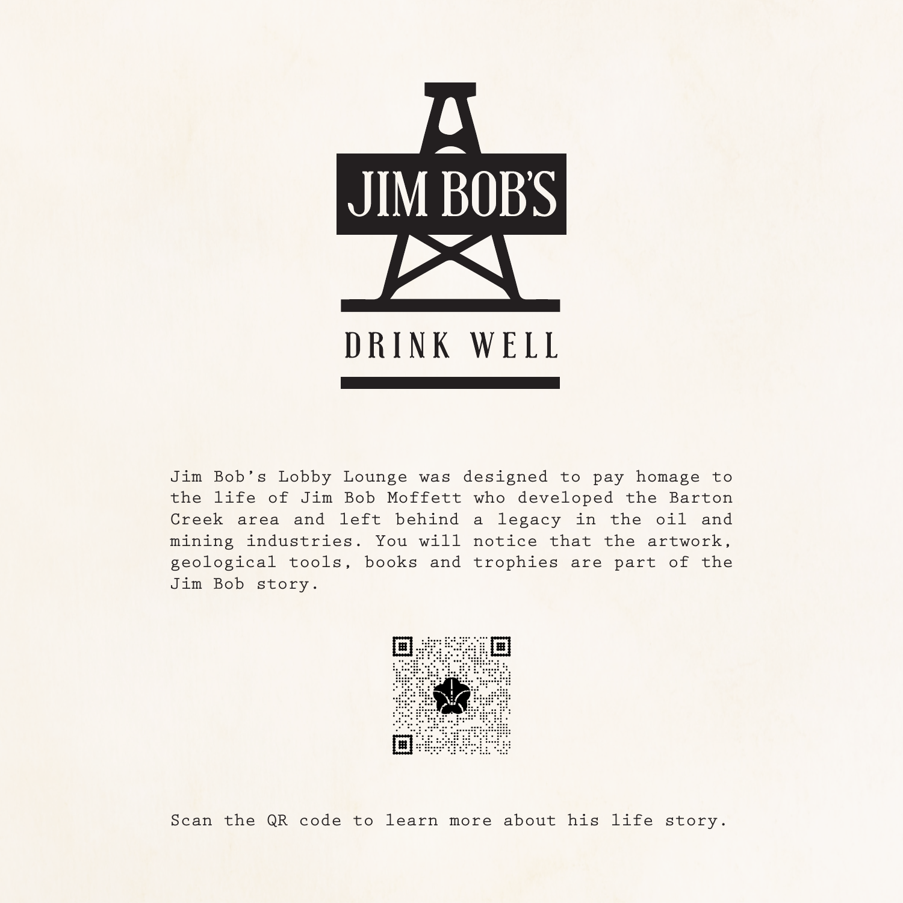# JIM BOB'S

DRINK WELL

Jim Bob's Lobby Lounge was designed to pay homage to the life of Jim Bob Moffett who developed the Barton Creek area and left behind a legacy in the oil and mining industries. You will notice that the artwork, geological tools, books and trophies are part of the Jim Bob story.

Scan the QR code to learn more about his life story.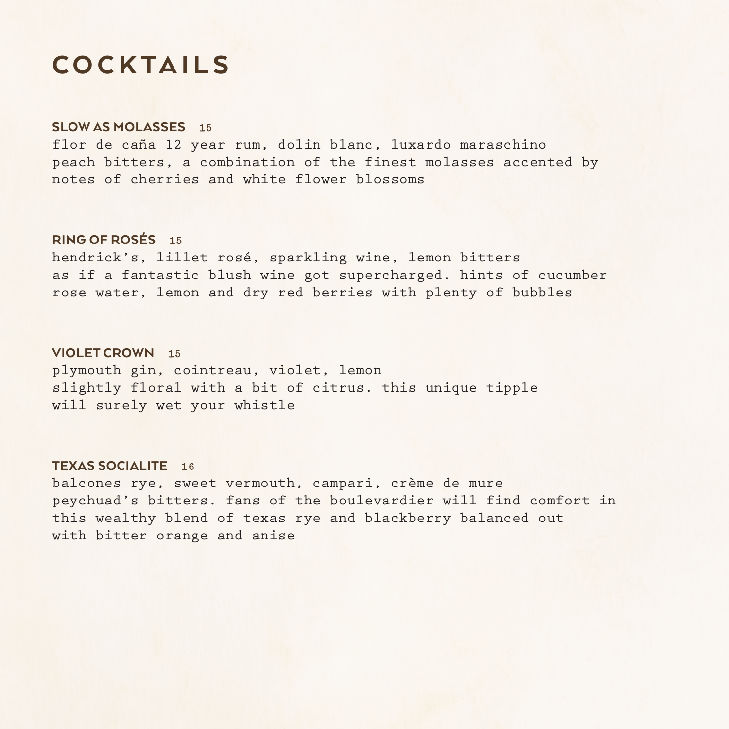# COCKTAILS

**SLOW AS MOLASSES** 15

flor de caña 12 year rum, dolin blanc, luxardo maraschino
peach bitters, a combination of the finest molasses accented by
notes of cherries and white flower blossoms

**RING OF ROSÉS** 15

hendrick's, lillet rosé, sparkling wine, lemon bitters
as if a fantastic blush wine got supercharged. hints of cucumber
rose water, lemon and dry red berries with plenty of bubbles

**VIOLET CROWN** 15

plymouth gin, cointreau, violet, lemon
slightly floral with a bit of citrus. this unique tipple
will surely wet your whistle

**TEXAS SOCIALITE** 16

balcones rye, sweet vermouth, campari, crème de mure
peychuad's bitters. fans of the boulevardier will find comfort in
this wealthy blend of texas rye and blackberry balanced out
with bitter orange and anise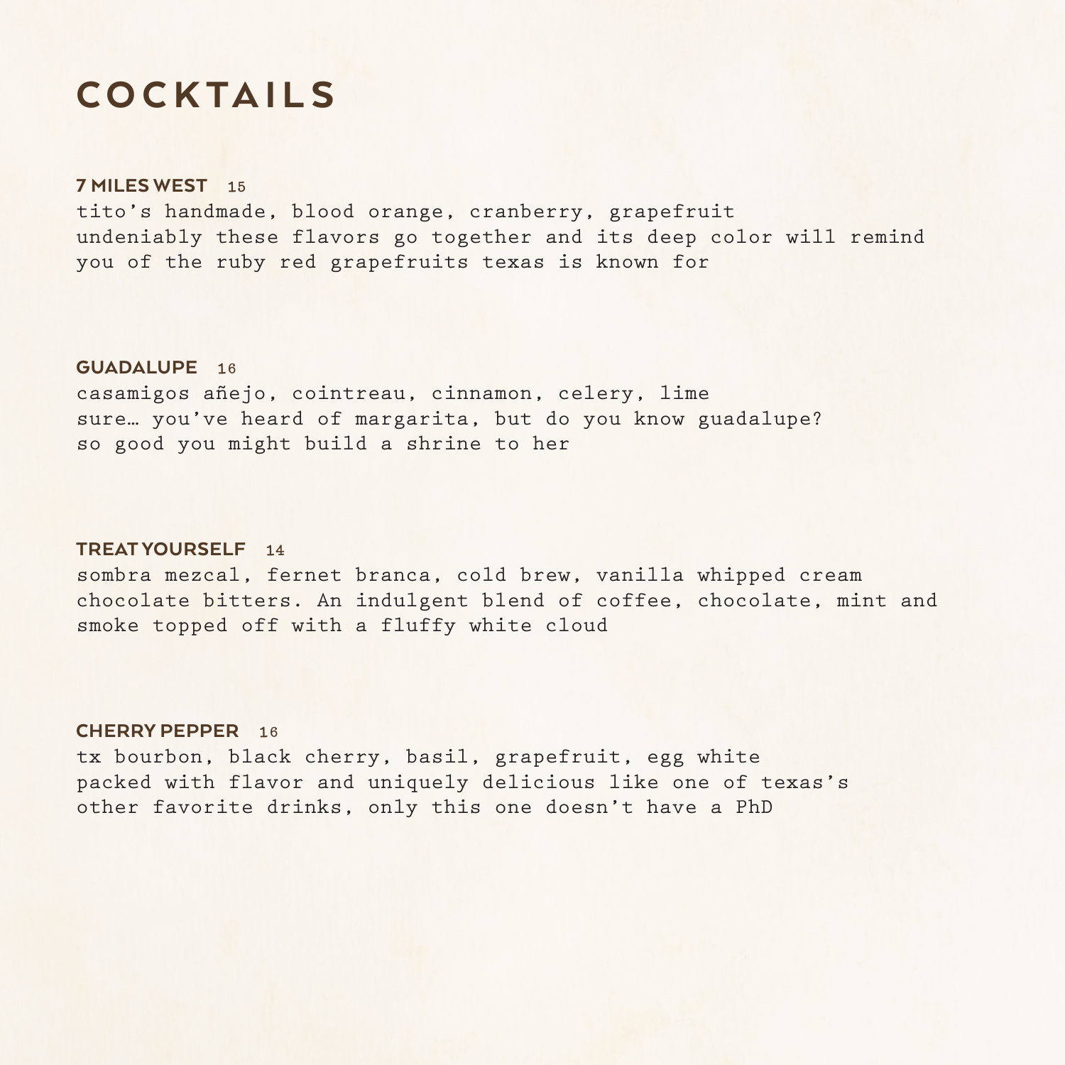# COCKTAILS

**7 MILES WEST** 15
tito's handmade, blood orange, cranberry, grapefruit
undeniably these flavors go together and its deep color will remind you of the ruby red grapefruits texas is known for

**GUADALUPE** 16
casamigos añejo, cointreau, cinnamon, celery, lime
sure… you've heard of margarita, but do you know guadalupe?
so good you might build a shrine to her

**TREAT YOURSELF** 14
sombra mezcal, fernet branca, cold brew, vanilla whipped cream chocolate bitters. An indulgent blend of coffee, chocolate, mint and smoke topped off with a fluffy white cloud

**CHERRY PEPPER** 16
tx bourbon, black cherry, basil, grapefruit, egg white
packed with flavor and uniquely delicious like one of texas's other favorite drinks, only this one doesn't have a PhD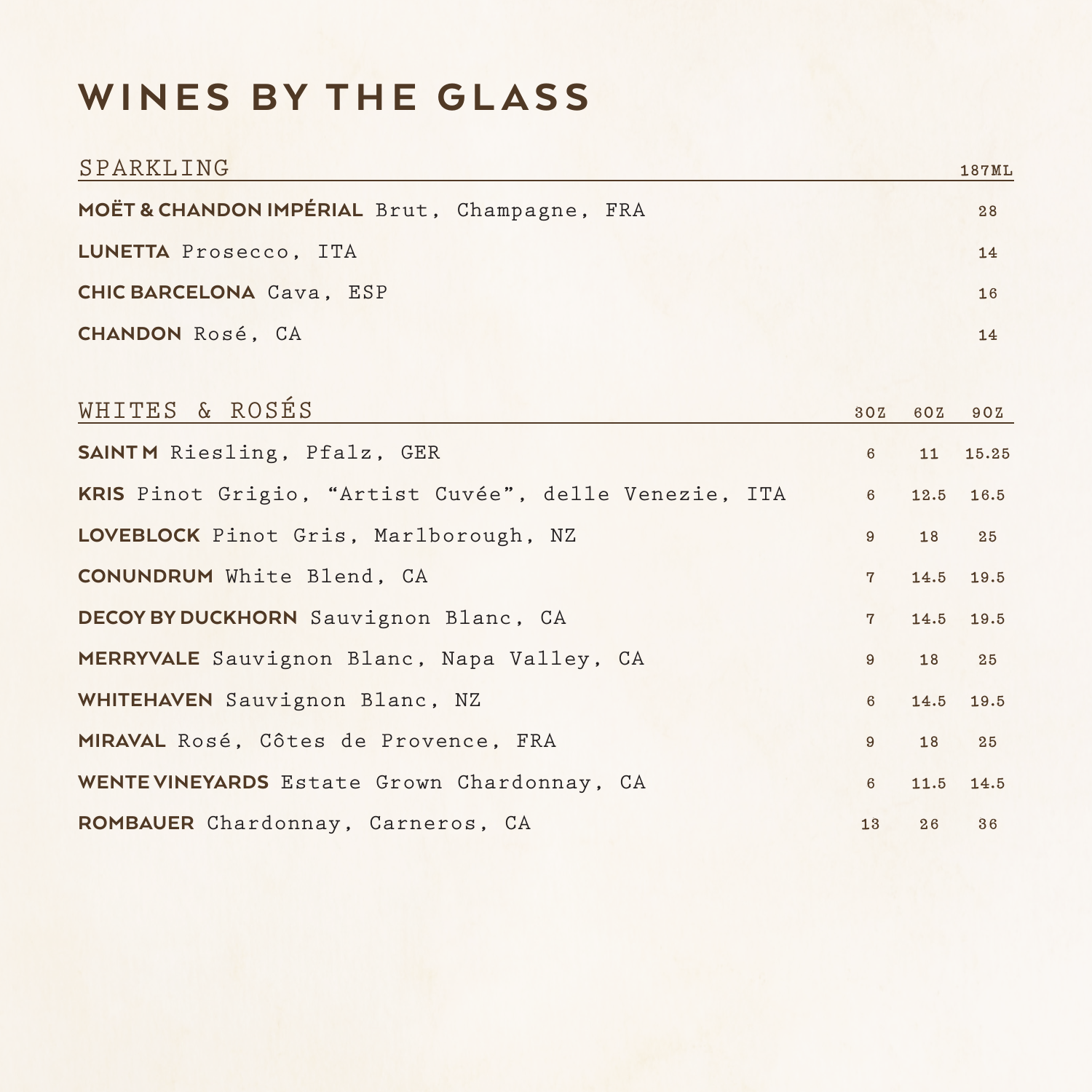# WINES BY THE GLASS

| SPARKLING | 187ML |
|---|---|
| **MOËT & CHANDON IMPÉRIAL** Brut, Champagne, FRA | 28 |
| **LUNETTA** Prosecco, ITA | 14 |
| **CHIC BARCELONA** Cava, ESP | 16 |
| **CHANDON** Rosé, CA | 14 |

| WHITES & ROSÉS | 3OZ | 6OZ | 9OZ |
|---|---|---|---|
| **SAINT M** Riesling, Pfalz, GER | 6 | 11 | 15.25 |
| **KRIS** Pinot Grigio, "Artist Cuvée", delle Venezie, ITA | 6 | 12.5 | 16.5 |
| **LOVEBLOCK** Pinot Gris, Marlborough, NZ | 9 | 18 | 25 |
| **CONUNDRUM** White Blend, CA | 7 | 14.5 | 19.5 |
| **DECOY BY DUCKHORN** Sauvignon Blanc, CA | 7 | 14.5 | 19.5 |
| **MERRYVALE** Sauvignon Blanc, Napa Valley, CA | 9 | 18 | 25 |
| **WHITEHAVEN** Sauvignon Blanc, NZ | 6 | 14.5 | 19.5 |
| **MIRAVAL** Rosé, Côtes de Provence, FRA | 9 | 18 | 25 |
| **WENTE VINEYARDS** Estate Grown Chardonnay, CA | 6 | 11.5 | 14.5 |
| **ROMBAUER** Chardonnay, Carneros, CA | 13 | 26 | 36 |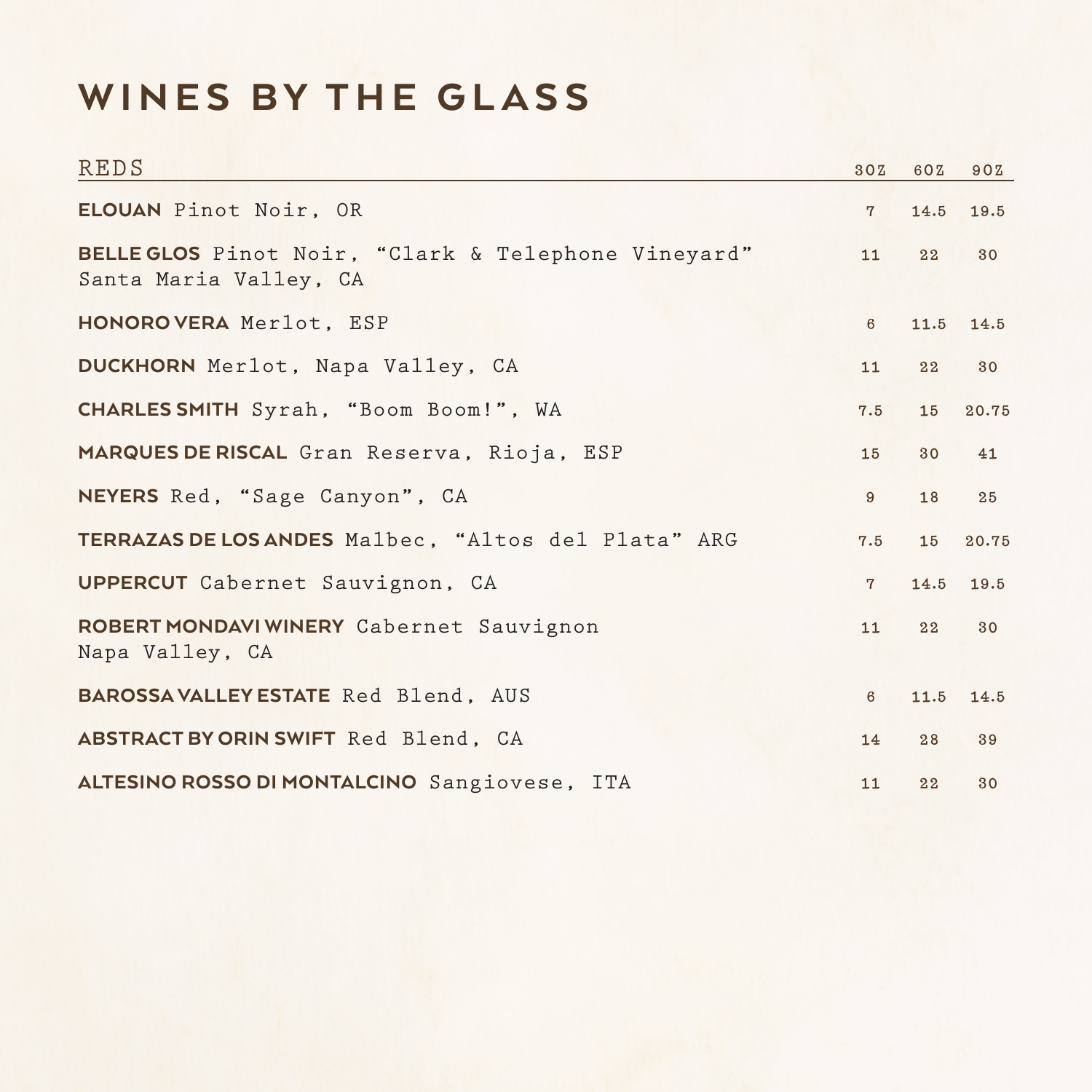# WINES BY THE GLASS

| REDS | 3OZ | 6OZ | 9OZ |
|---|---|---|---|
| **ELOUAN** Pinot Noir, OR | 7 | 14.5 | 19.5 |
| **BELLE GLOS** Pinot Noir, "Clark & Telephone Vineyard" Santa Maria Valley, CA | 11 | 22 | 30 |
| **HONORO VERA** Merlot, ESP | 6 | 11.5 | 14.5 |
| **DUCKHORN** Merlot, Napa Valley, CA | 11 | 22 | 30 |
| **CHARLES SMITH** Syrah, "Boom Boom!", WA | 7.5 | 15 | 20.75 |
| **MARQUES DE RISCAL** Gran Reserva, Rioja, ESP | 15 | 30 | 41 |
| **NEYERS** Red, "Sage Canyon", CA | 9 | 18 | 25 |
| **TERRAZAS DE LOS ANDES** Malbec, "Altos del Plata" ARG | 7.5 | 15 | 20.75 |
| **UPPERCUT** Cabernet Sauvignon, CA | 7 | 14.5 | 19.5 |
| **ROBERT MONDAVI WINERY** Cabernet Sauvignon Napa Valley, CA | 11 | 22 | 30 |
| **BAROSSA VALLEY ESTATE** Red Blend, AUS | 6 | 11.5 | 14.5 |
| **ABSTRACT BY ORIN SWIFT** Red Blend, CA | 14 | 28 | 39 |
| **ALTESINO ROSSO DI MONTALCINO** Sangiovese, ITA | 11 | 22 | 30 |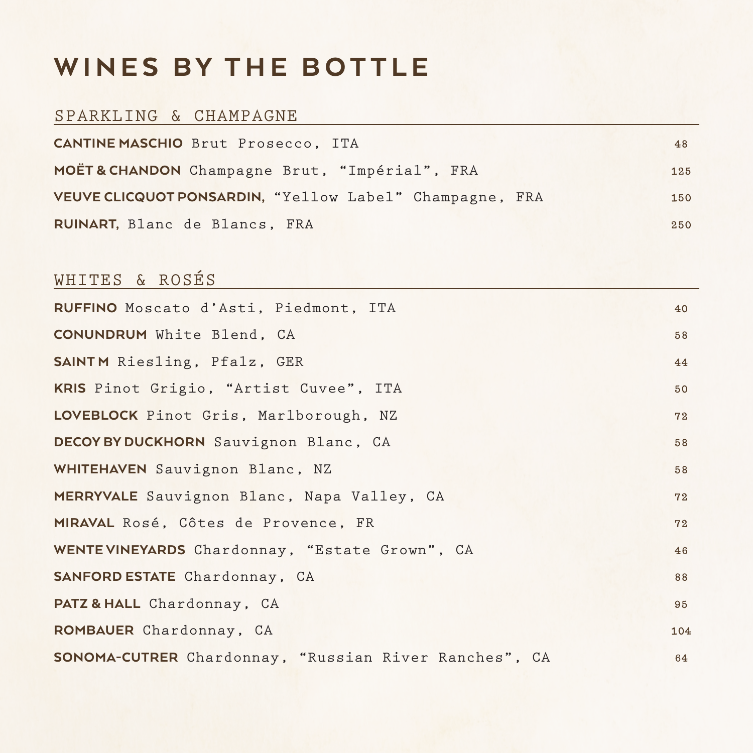# WINES BY THE BOTTLE

## SPARKLING & CHAMPAGNE

| | |
|---|---|
| **CANTINE MASCHIO** Brut Prosecco, ITA | 48 |
| **MOËT & CHANDON** Champagne Brut, "Impérial", FRA | 125 |
| **VEUVE CLICQUOT PONSARDIN**, "Yellow Label" Champagne, FRA | 150 |
| **RUINART**, Blanc de Blancs, FRA | 250 |

## WHITES & ROSÉS

| | |
|---|---|
| **RUFFINO** Moscato d'Asti, Piedmont, ITA | 40 |
| **CONUNDRUM** White Blend, CA | 58 |
| **SAINT M** Riesling, Pfalz, GER | 44 |
| **KRIS** Pinot Grigio, "Artist Cuvee", ITA | 50 |
| **LOVEBLOCK** Pinot Gris, Marlborough, NZ | 72 |
| **DECOY BY DUCKHORN** Sauvignon Blanc, CA | 58 |
| **WHITEHAVEN** Sauvignon Blanc, NZ | 58 |
| **MERRYVALE** Sauvignon Blanc, Napa Valley, CA | 72 |
| **MIRAVAL** Rosé, Côtes de Provence, FR | 72 |
| **WENTE VINEYARDS** Chardonnay, "Estate Grown", CA | 46 |
| **SANFORD ESTATE** Chardonnay, CA | 88 |
| **PATZ & HALL** Chardonnay, CA | 95 |
| **ROMBAUER** Chardonnay, CA | 104 |
| **SONOMA-CUTRER** Chardonnay, "Russian River Ranches", CA | 64 |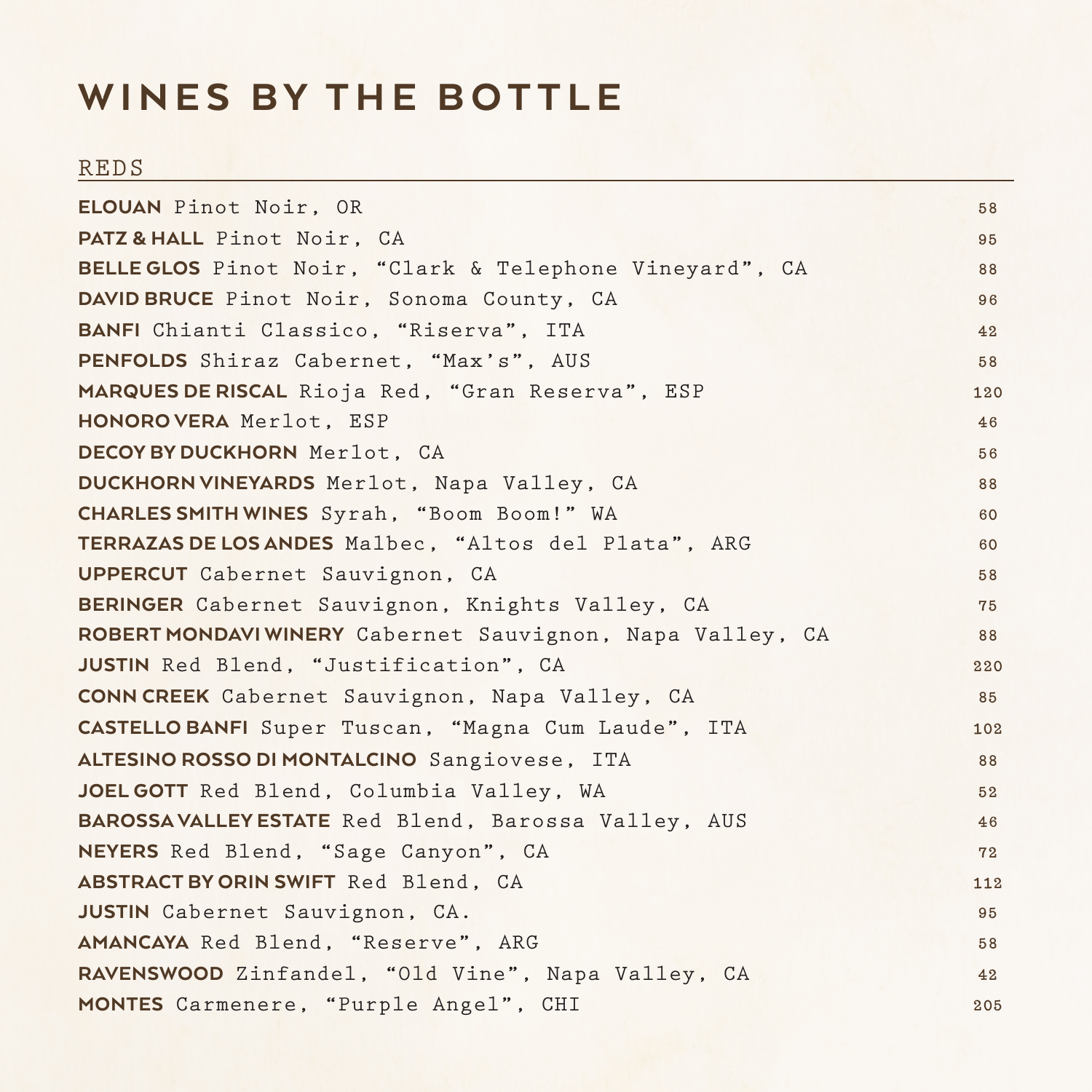# WINES BY THE BOTTLE

## REDS

| Wine | Price |
|---|---|
| **ELOUAN** Pinot Noir, OR | 58 |
| **PATZ & HALL** Pinot Noir, CA | 95 |
| **BELLE GLOS** Pinot Noir, “Clark & Telephone Vineyard”, CA | 88 |
| **DAVID BRUCE** Pinot Noir, Sonoma County, CA | 96 |
| **BANFI** Chianti Classico, “Riserva”, ITA | 42 |
| **PENFOLDS** Shiraz Cabernet, “Max’s”, AUS | 58 |
| **MARQUES DE RISCAL** Rioja Red, “Gran Reserva”, ESP | 120 |
| **HONORO VERA** Merlot, ESP | 46 |
| **DECOY BY DUCKHORN** Merlot, CA | 56 |
| **DUCKHORN VINEYARDS** Merlot, Napa Valley, CA | 88 |
| **CHARLES SMITH WINES** Syrah, “Boom Boom!” WA | 60 |
| **TERRAZAS DE LOS ANDES** Malbec, “Altos del Plata”, ARG | 60 |
| **UPPERCUT** Cabernet Sauvignon, CA | 58 |
| **BERINGER** Cabernet Sauvignon, Knights Valley, CA | 75 |
| **ROBERT MONDAVI WINERY** Cabernet Sauvignon, Napa Valley, CA | 88 |
| **JUSTIN** Red Blend, “Justification”, CA | 220 |
| **CONN CREEK** Cabernet Sauvignon, Napa Valley, CA | 85 |
| **CASTELLO BANFI** Super Tuscan, “Magna Cum Laude”, ITA | 102 |
| **ALTESINO ROSSO DI MONTALCINO** Sangiovese, ITA | 88 |
| **JOEL GOTT** Red Blend, Columbia Valley, WA | 52 |
| **BAROSSA VALLEY ESTATE** Red Blend, Barossa Valley, AUS | 46 |
| **NEYERS** Red Blend, “Sage Canyon”, CA | 72 |
| **ABSTRACT BY ORIN SWIFT** Red Blend, CA | 112 |
| **JUSTIN** Cabernet Sauvignon, CA. | 95 |
| **AMANCAYA** Red Blend, “Reserve”, ARG | 58 |
| **RAVENSWOOD** Zinfandel, “Old Vine”, Napa Valley, CA | 42 |
| **MONTES** Carmenere, “Purple Angel”, CHI | 205 |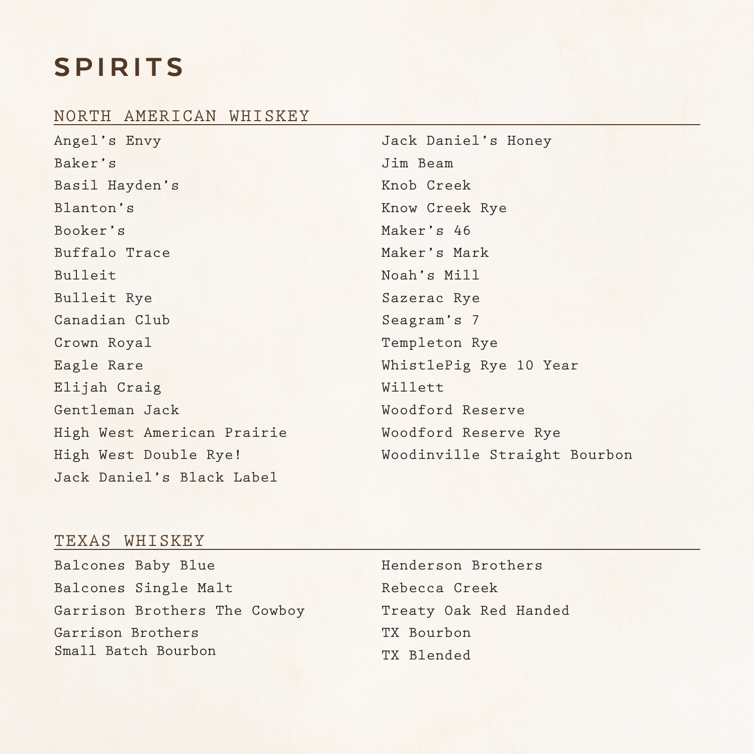# SPIRITS

## NORTH AMERICAN WHISKEY

Angel's Envy
Baker's
Basil Hayden's
Blanton's
Booker's
Buffalo Trace
Bulleit
Bulleit Rye
Canadian Club
Crown Royal
Eagle Rare
Elijah Craig
Gentleman Jack
High West American Prairie
High West Double Rye!
Jack Daniel's Black Label
Jack Daniel's Honey
Jim Beam
Knob Creek
Know Creek Rye
Maker's 46
Maker's Mark
Noah's Mill
Sazerac Rye
Seagram's 7
Templeton Rye
WhistlePig Rye 10 Year
Willett
Woodford Reserve
Woodford Reserve Rye
Woodinville Straight Bourbon

## TEXAS WHISKEY

Balcones Baby Blue
Balcones Single Malt
Garrison Brothers The Cowboy
Garrison Brothers Small Batch Bourbon
Henderson Brothers
Rebecca Creek
Treaty Oak Red Handed
TX Bourbon
TX Blended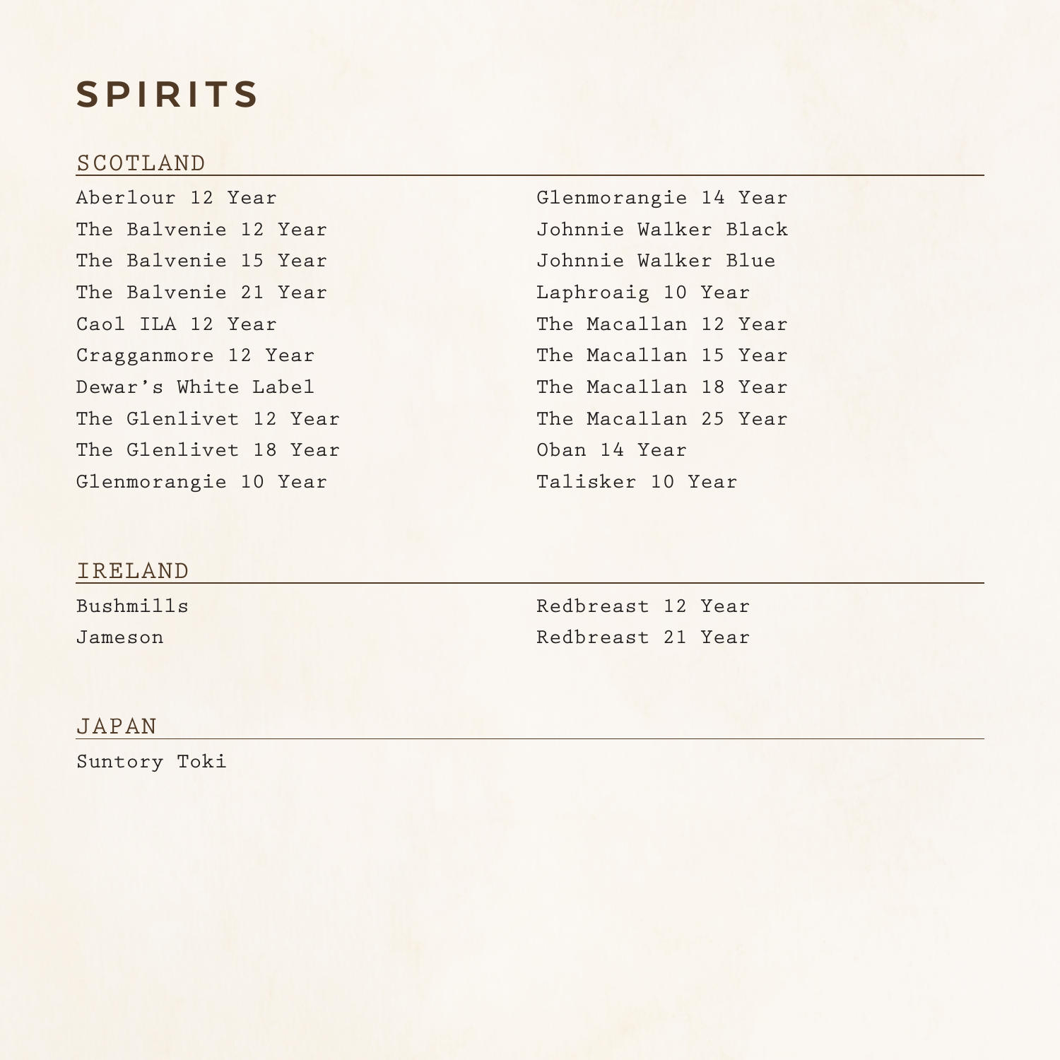# SPIRITS

## SCOTLAND

Aberlour 12 Year
The Balvenie 12 Year
The Balvenie 15 Year
The Balvenie 21 Year
Caol ILA 12 Year
Cragganmore 12 Year
Dewar’s White Label
The Glenlivet 12 Year
The Glenlivet 18 Year
Glenmorangie 10 Year
Glenmorangie 14 Year
Johnnie Walker Black
Johnnie Walker Blue
Laphroaig 10 Year
The Macallan 12 Year
The Macallan 15 Year
The Macallan 18 Year
The Macallan 25 Year
Oban 14 Year
Talisker 10 Year

## IRELAND

Bushmills
Jameson
Redbreast 12 Year
Redbreast 21 Year

## JAPAN

Suntory Toki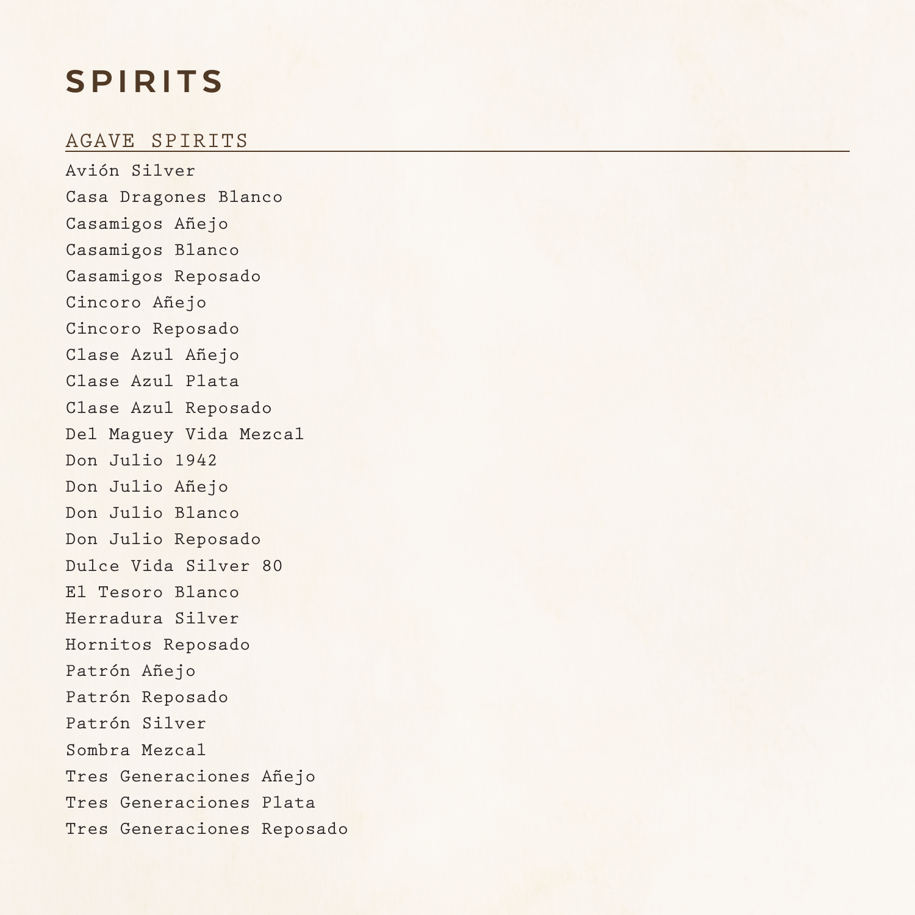# SPIRITS

## AGAVE SPIRITS

Avión Silver
Casa Dragones Blanco
Casamigos Añejo
Casamigos Blanco
Casamigos Reposado
Cincoro Añejo
Cincoro Reposado
Clase Azul Añejo
Clase Azul Plata
Clase Azul Reposado
Del Maguey Vida Mezcal
Don Julio 1942
Don Julio Añejo
Don Julio Blanco
Don Julio Reposado
Dulce Vida Silver 80
El Tesoro Blanco
Herradura Silver
Hornitos Reposado
Patrón Añejo
Patrón Reposado
Patrón Silver
Sombra Mezcal
Tres Generaciones Añejo
Tres Generaciones Plata
Tres Generaciones Reposado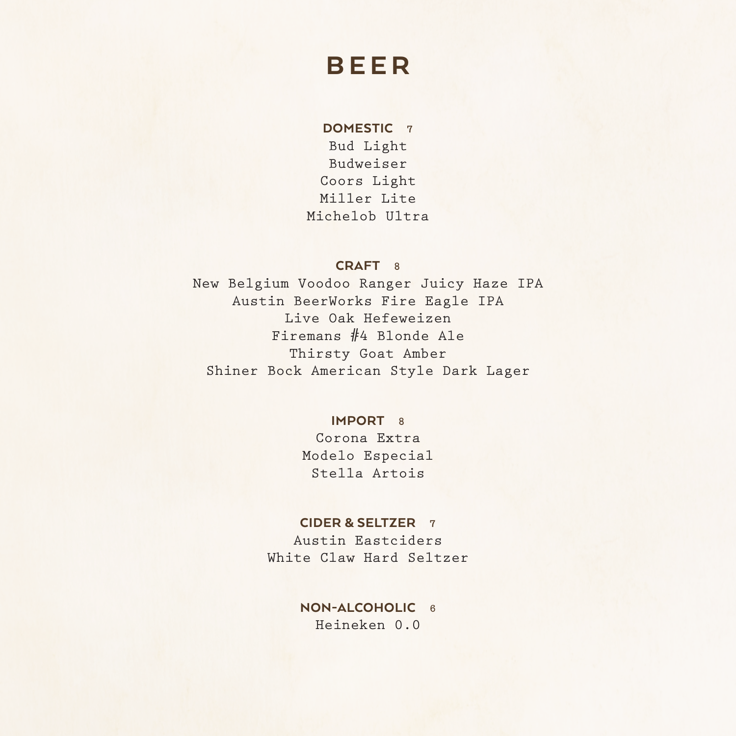# BEER

## DOMESTIC 7

Bud Light
Budweiser
Coors Light
Miller Lite
Michelob Ultra

## CRAFT 8

New Belgium Voodoo Ranger Juicy Haze IPA
Austin BeerWorks Fire Eagle IPA
Live Oak Hefeweizen
Firemans #4 Blonde Ale
Thirsty Goat Amber
Shiner Bock American Style Dark Lager

## IMPORT 8

Corona Extra
Modelo Especial
Stella Artois

## CIDER & SELTZER 7

Austin Eastciders
White Claw Hard Seltzer

## NON-ALCOHOLIC 6

Heineken 0.0